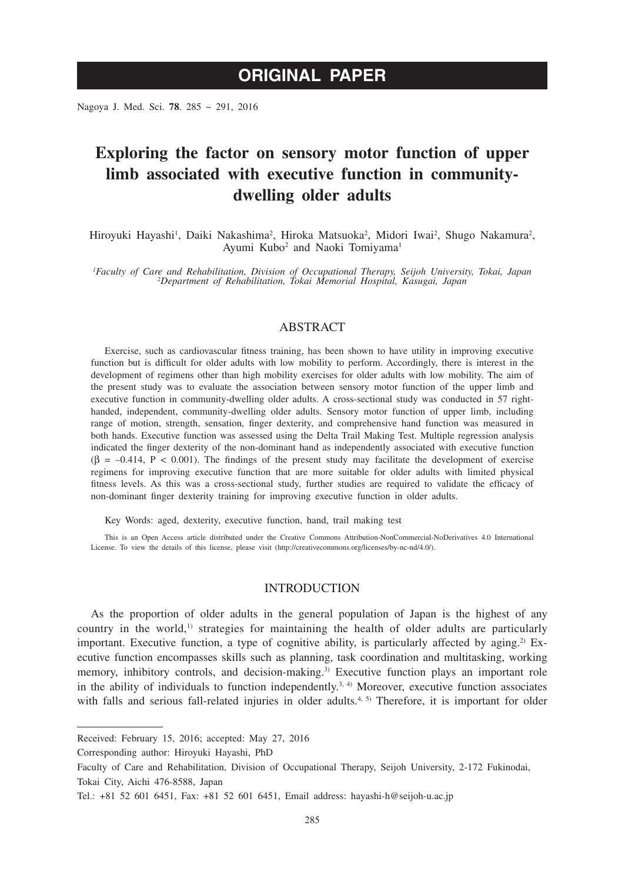**ORIGINAL PAPER**

# Exploring the factor on sensory motor function of upper limb associated with executive function in community-dwelling older adults

Hiroyuki Hayashi[1], Daiki Nakashima[2], Hiroka Matsuoka[2], Midori Iwai[2], Shugo Nakamura[2], Ayumi Kubo[2] and Naoki Tomiyama[1]

[1]*Faculty of Care and Rehabilitation, Division of Occupational Therapy, Seijoh University, Tokai, Japan*
[2]*Department of Rehabilitation, Tokai Memorial Hospital, Kasugai, Japan*

## ABSTRACT

Exercise, such as cardiovascular fitness training, has been shown to have utility in improving executive function but is difficult for older adults with low mobility to perform. Accordingly, there is interest in the development of regimens other than high mobility exercises for older adults with low mobility. The aim of the present study was to evaluate the association between sensory motor function of the upper limb and executive function in community-dwelling older adults. A cross-sectional study was conducted in 57 right-handed, independent, community-dwelling older adults. Sensory motor function of upper limb, including range of motion, strength, sensation, finger dexterity, and comprehensive hand function was measured in both hands. Executive function was assessed using the Delta Trail Making Test. Multiple regression analysis indicated the finger dexterity of the non-dominant hand as independently associated with executive function ($\beta = -0.414$, $P < 0.001$). The findings of the present study may facilitate the development of exercise regimens for improving executive function that are more suitable for older adults with limited physical fitness levels. As this was a cross-sectional study, further studies are required to validate the efficacy of non-dominant finger dexterity training for improving executive function in older adults.

Key Words: aged, dexterity, executive function, hand, trail making test

This is an Open Access article distributed under the Creative Commons Attribution-NonCommercial-NoDerivatives 4.0 International License. To view the details of this license, please visit (http://creativecommons.org/licenses/by-nc-nd/4.0/).

## INTRODUCTION

As the proportion of older adults in the general population of Japan is the highest of any country in the world,[1] strategies for maintaining the health of older adults are particularly important. Executive function, a type of cognitive ability, is particularly affected by aging.[2] Executive function encompasses skills such as planning, task coordination and multitasking, working memory, inhibitory controls, and decision-making.[3] Executive function plays an important role in the ability of individuals to function independently.[3, 4] Moreover, executive function associates with falls and serious fall-related injuries in older adults.[4, 5] Therefore, it is important for older

Received: February 15, 2016; accepted: May 27, 2016

Corresponding author: Hiroyuki Hayashi, PhD

Faculty of Care and Rehabilitation, Division of Occupational Therapy, Seijoh University, 2-172 Fukinodai, Tokai City, Aichi 476-8588, Japan

Tel.: +81 52 601 6451, Fax: +81 52 601 6451, Email address: hayashi-h@seijoh-u.ac.jp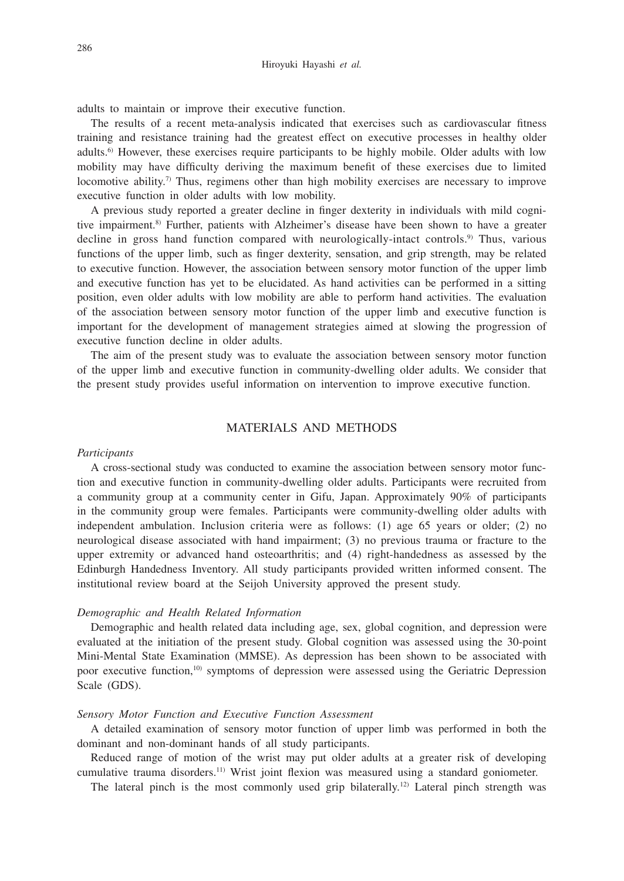adults to maintain or improve their executive function.

The results of a recent meta-analysis indicated that exercises such as cardiovascular fitness training and resistance training had the greatest effect on executive processes in healthy older adults.[6] However, these exercises require participants to be highly mobile. Older adults with low mobility may have difficulty deriving the maximum benefit of these exercises due to limited locomotive ability.[7] Thus, regimens other than high mobility exercises are necessary to improve executive function in older adults with low mobility.

A previous study reported a greater decline in finger dexterity in individuals with mild cognitive impairment.[8] Further, patients with Alzheimer's disease have been shown to have a greater decline in gross hand function compared with neurologically-intact controls.[9] Thus, various functions of the upper limb, such as finger dexterity, sensation, and grip strength, may be related to executive function. However, the association between sensory motor function of the upper limb and executive function has yet to be elucidated. As hand activities can be performed in a sitting position, even older adults with low mobility are able to perform hand activities. The evaluation of the association between sensory motor function of the upper limb and executive function is important for the development of management strategies aimed at slowing the progression of executive function decline in older adults.

The aim of the present study was to evaluate the association between sensory motor function of the upper limb and executive function in community-dwelling older adults. We consider that the present study provides useful information on intervention to improve executive function.

## MATERIALS AND METHODS

### *Participants*

A cross-sectional study was conducted to examine the association between sensory motor function and executive function in community-dwelling older adults. Participants were recruited from a community group at a community center in Gifu, Japan. Approximately 90% of participants in the community group were females. Participants were community-dwelling older adults with independent ambulation. Inclusion criteria were as follows: (1) age 65 years or older; (2) no neurological disease associated with hand impairment; (3) no previous trauma or fracture to the upper extremity or advanced hand osteoarthritis; and (4) right-handedness as assessed by the Edinburgh Handedness Inventory. All study participants provided written informed consent. The institutional review board at the Seijoh University approved the present study.

### *Demographic and Health Related Information*

Demographic and health related data including age, sex, global cognition, and depression were evaluated at the initiation of the present study. Global cognition was assessed using the 30-point Mini-Mental State Examination (MMSE). As depression has been shown to be associated with poor executive function,[10] symptoms of depression were assessed using the Geriatric Depression Scale (GDS).

### *Sensory Motor Function and Executive Function Assessment*

A detailed examination of sensory motor function of upper limb was performed in both the dominant and non-dominant hands of all study participants.

Reduced range of motion of the wrist may put older adults at a greater risk of developing cumulative trauma disorders.[11] Wrist joint flexion was measured using a standard goniometer.

The lateral pinch is the most commonly used grip bilaterally.[12] Lateral pinch strength was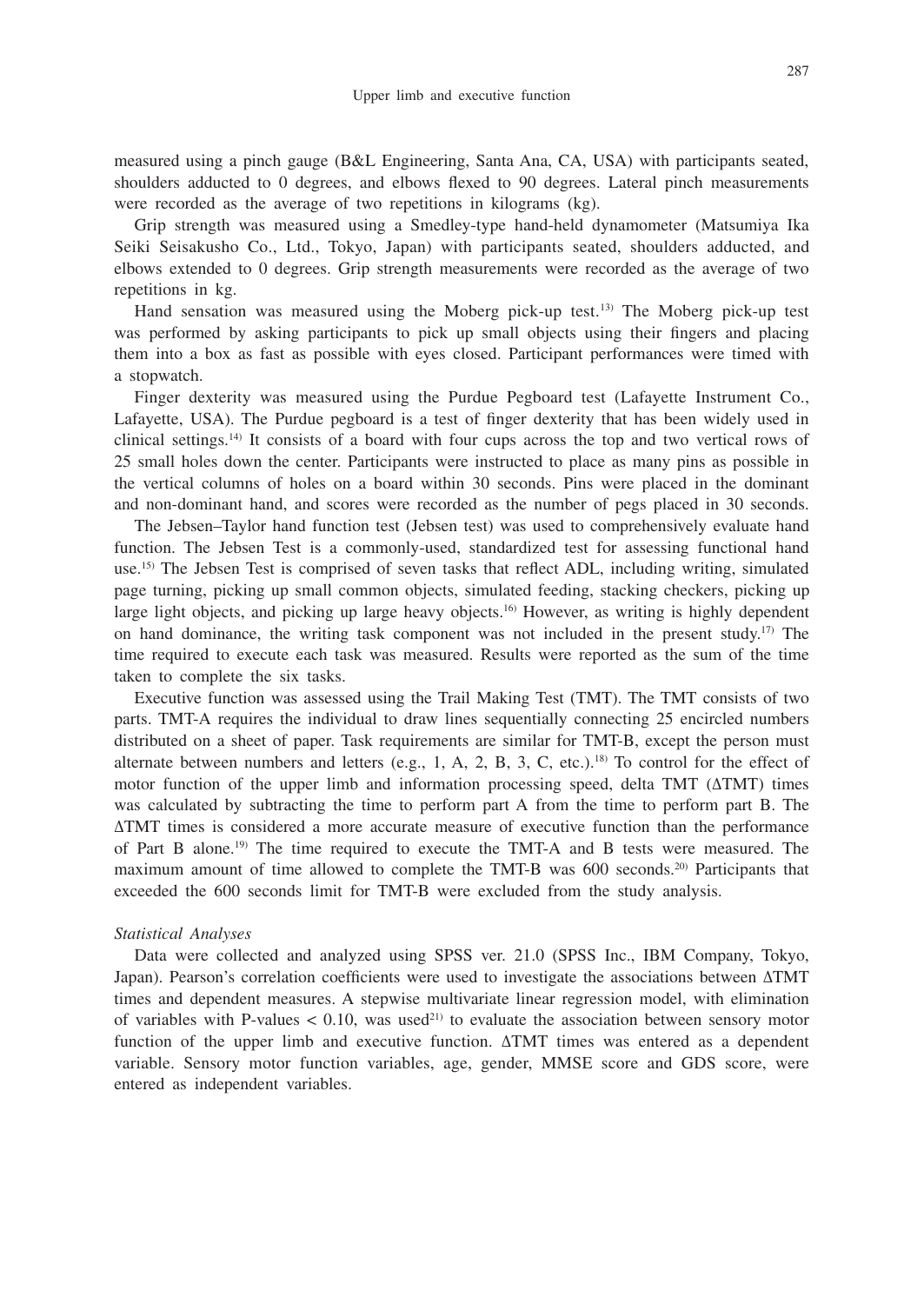measured using a pinch gauge (B&L Engineering, Santa Ana, CA, USA) with participants seated, shoulders adducted to 0 degrees, and elbows flexed to 90 degrees. Lateral pinch measurements were recorded as the average of two repetitions in kilograms (kg).

Grip strength was measured using a Smedley-type hand-held dynamometer (Matsumiya Ika Seiki Seisakusho Co., Ltd., Tokyo, Japan) with participants seated, shoulders adducted, and elbows extended to 0 degrees. Grip strength measurements were recorded as the average of two repetitions in kg.

Hand sensation was measured using the Moberg pick-up test.[13] The Moberg pick-up test was performed by asking participants to pick up small objects using their fingers and placing them into a box as fast as possible with eyes closed. Participant performances were timed with a stopwatch.

Finger dexterity was measured using the Purdue Pegboard test (Lafayette Instrument Co., Lafayette, USA). The Purdue pegboard is a test of finger dexterity that has been widely used in clinical settings.[14] It consists of a board with four cups across the top and two vertical rows of 25 small holes down the center. Participants were instructed to place as many pins as possible in the vertical columns of holes on a board within 30 seconds. Pins were placed in the dominant and non-dominant hand, and scores were recorded as the number of pegs placed in 30 seconds.

The Jebsen–Taylor hand function test (Jebsen test) was used to comprehensively evaluate hand function. The Jebsen Test is a commonly-used, standardized test for assessing functional hand use.[15] The Jebsen Test is comprised of seven tasks that reflect ADL, including writing, simulated page turning, picking up small common objects, simulated feeding, stacking checkers, picking up large light objects, and picking up large heavy objects.[16] However, as writing is highly dependent on hand dominance, the writing task component was not included in the present study.[17] The time required to execute each task was measured. Results were reported as the sum of the time taken to complete the six tasks.

Executive function was assessed using the Trail Making Test (TMT). The TMT consists of two parts. TMT-A requires the individual to draw lines sequentially connecting 25 encircled numbers distributed on a sheet of paper. Task requirements are similar for TMT-B, except the person must alternate between numbers and letters (e.g., 1, A, 2, B, 3, C, etc.).[18] To control for the effect of motor function of the upper limb and information processing speed, delta TMT (ΔTMT) times was calculated by subtracting the time to perform part A from the time to perform part B. The ΔTMT times is considered a more accurate measure of executive function than the performance of Part B alone.[19] The time required to execute the TMT-A and B tests were measured. The maximum amount of time allowed to complete the TMT-B was 600 seconds.[20] Participants that exceeded the 600 seconds limit for TMT-B were excluded from the study analysis.

*Statistical Analyses*

Data were collected and analyzed using SPSS ver. 21.0 (SPSS Inc., IBM Company, Tokyo, Japan). Pearson's correlation coefficients were used to investigate the associations between ΔTMT times and dependent measures. A stepwise multivariate linear regression model, with elimination of variables with P-values $< 0.10$, was used[21] to evaluate the association between sensory motor function of the upper limb and executive function. ΔTMT times was entered as a dependent variable. Sensory motor function variables, age, gender, MMSE score and GDS score, were entered as independent variables.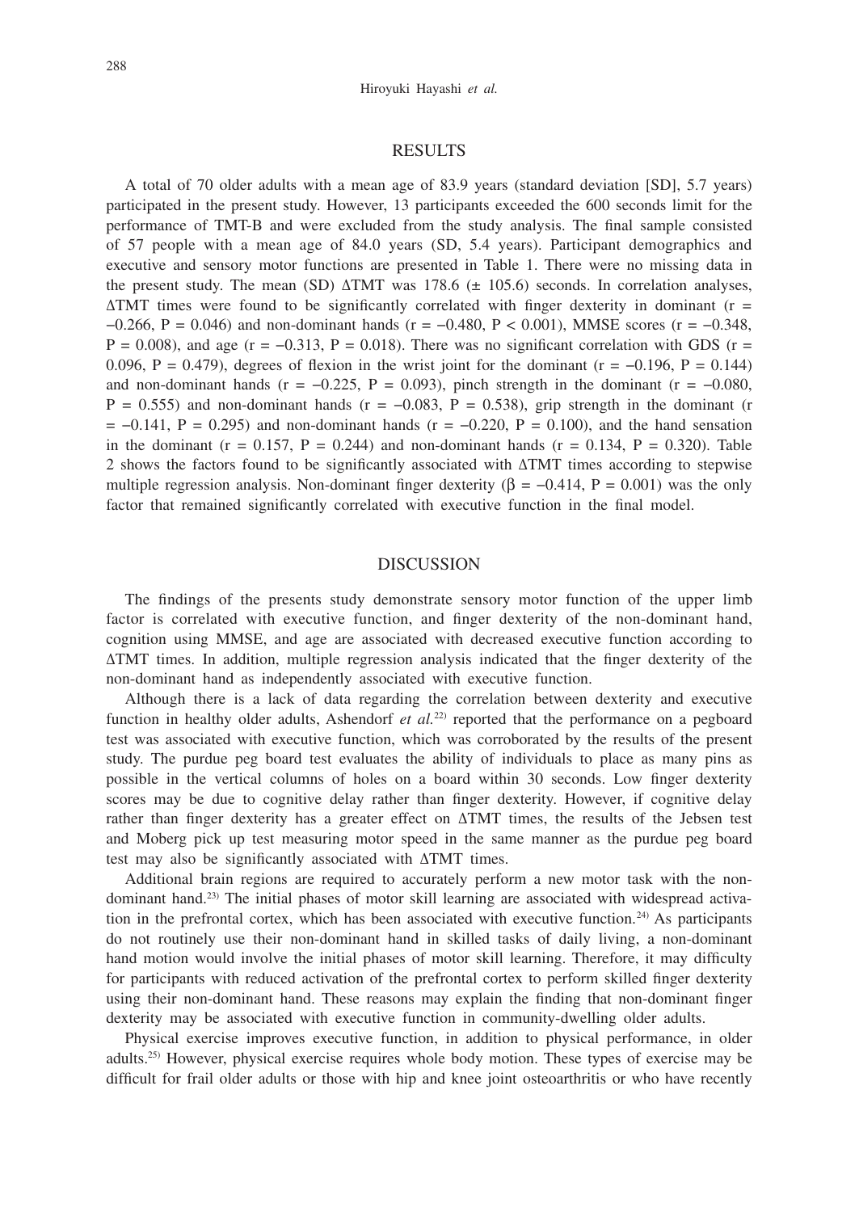## RESULTS

A total of 70 older adults with a mean age of 83.9 years (standard deviation [SD], 5.7 years) participated in the present study. However, 13 participants exceeded the 600 seconds limit for the performance of TMT-B and were excluded from the study analysis. The final sample consisted of 57 people with a mean age of 84.0 years (SD, 5.4 years). Participant demographics and executive and sensory motor functions are presented in Table 1. There were no missing data in the present study. The mean (SD) ΔTMT was 178.6 (± 105.6) seconds. In correlation analyses, ΔTMT times were found to be significantly correlated with finger dexterity in dominant ($r = -0.266$, $P = 0.046$) and non-dominant hands ($r = -0.480$, $P < 0.001$), MMSE scores ($r = -0.348$, $P = 0.008$), and age ($r = -0.313$, $P = 0.018$). There was no significant correlation with GDS ($r = 0.096$, $P = 0.479$), degrees of flexion in the wrist joint for the dominant ($r = -0.196$, $P = 0.144$) and non-dominant hands ($r = -0.225$, $P = 0.093$), pinch strength in the dominant ($r = -0.080$, $P = 0.555$) and non-dominant hands ($r = -0.083$, $P = 0.538$), grip strength in the dominant ($r = -0.141$, $P = 0.295$) and non-dominant hands ($r = -0.220$, $P = 0.100$), and the hand sensation in the dominant ($r = 0.157$, $P = 0.244$) and non-dominant hands ($r = 0.134$, $P = 0.320$). Table 2 shows the factors found to be significantly associated with ΔTMT times according to stepwise multiple regression analysis. Non-dominant finger dexterity ($\beta = -0.414$, $P = 0.001$) was the only factor that remained significantly correlated with executive function in the final model.

## DISCUSSION

The findings of the presents study demonstrate sensory motor function of the upper limb factor is correlated with executive function, and finger dexterity of the non-dominant hand, cognition using MMSE, and age are associated with decreased executive function according to ΔTMT times. In addition, multiple regression analysis indicated that the finger dexterity of the non-dominant hand as independently associated with executive function.

Although there is a lack of data regarding the correlation between dexterity and executive function in healthy older adults, Ashendorf *et al.*[22] reported that the performance on a pegboard test was associated with executive function, which was corroborated by the results of the present study. The purdue peg board test evaluates the ability of individuals to place as many pins as possible in the vertical columns of holes on a board within 30 seconds. Low finger dexterity scores may be due to cognitive delay rather than finger dexterity. However, if cognitive delay rather than finger dexterity has a greater effect on ΔTMT times, the results of the Jebsen test and Moberg pick up test measuring motor speed in the same manner as the purdue peg board test may also be significantly associated with ΔTMT times.

Additional brain regions are required to accurately perform a new motor task with the non-dominant hand.[23] The initial phases of motor skill learning are associated with widespread activation in the prefrontal cortex, which has been associated with executive function.[24] As participants do not routinely use their non-dominant hand in skilled tasks of daily living, a non-dominant hand motion would involve the initial phases of motor skill learning. Therefore, it may difficulty for participants with reduced activation of the prefrontal cortex to perform skilled finger dexterity using their non-dominant hand. These reasons may explain the finding that non-dominant finger dexterity may be associated with executive function in community-dwelling older adults.

Physical exercise improves executive function, in addition to physical performance, in older adults.[25] However, physical exercise requires whole body motion. These types of exercise may be difficult for frail older adults or those with hip and knee joint osteoarthritis or who have recently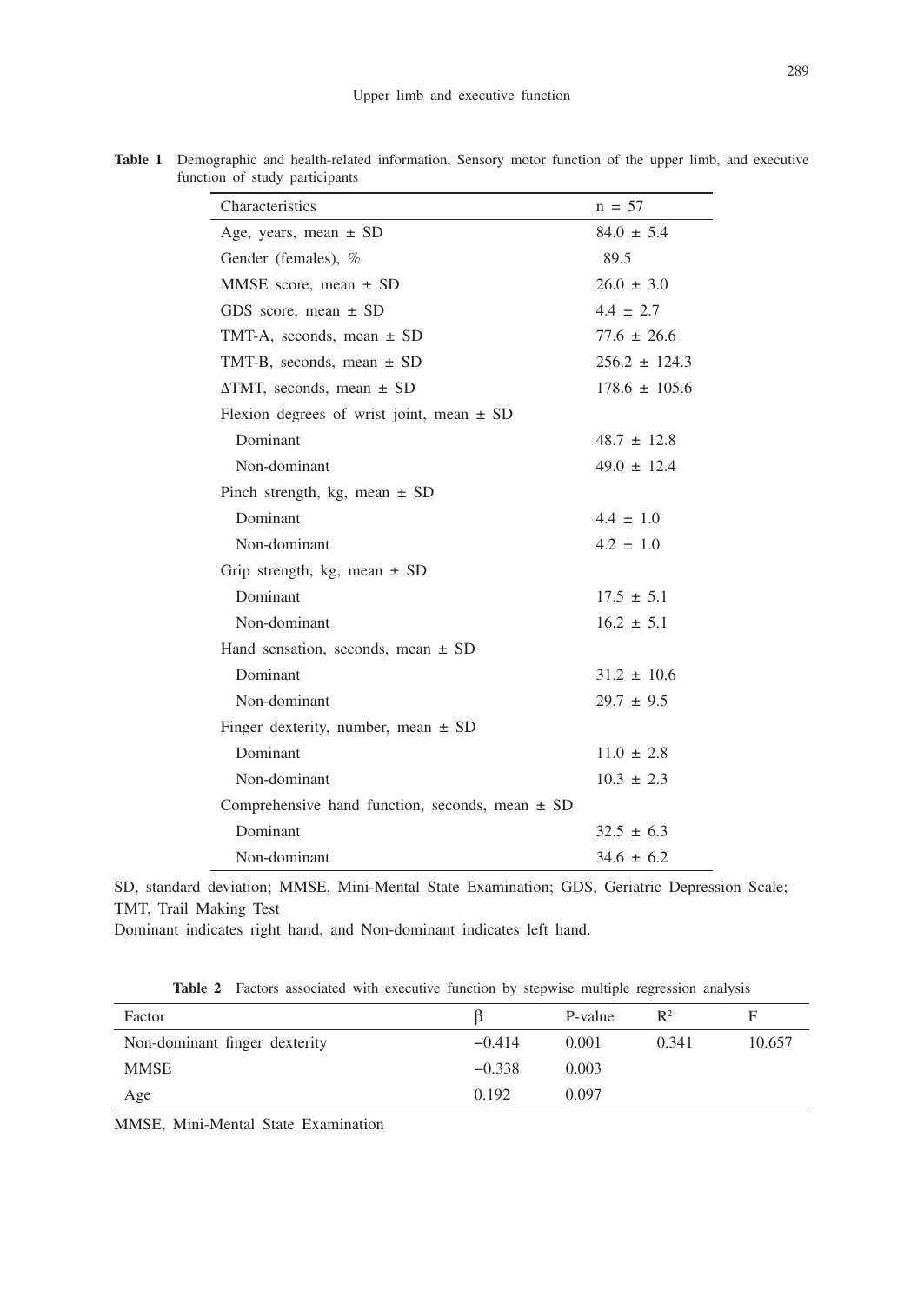**Table 1** Demographic and health-related information, Sensory motor function of the upper limb, and executive function of study participants

| Characteristics | n = 57 |
|---|---|
| Age, years, mean ± SD | 84.0 ± 5.4 |
| Gender (females), % | 89.5 |
| MMSE score, mean ± SD | 26.0 ± 3.0 |
| GDS score, mean ± SD | 4.4 ± 2.7 |
| TMT-A, seconds, mean ± SD | 77.6 ± 26.6 |
| TMT-B, seconds, mean ± SD | 256.2 ± 124.3 |
| ΔTMT, seconds, mean ± SD | 178.6 ± 105.6 |
| Flexion degrees of wrist joint, mean ± SD | |
| Dominant | 48.7 ± 12.8 |
| Non-dominant | 49.0 ± 12.4 |
| Pinch strength, kg, mean ± SD | |
| Dominant | 4.4 ± 1.0 |
| Non-dominant | 4.2 ± 1.0 |
| Grip strength, kg, mean ± SD | |
| Dominant | 17.5 ± 5.1 |
| Non-dominant | 16.2 ± 5.1 |
| Hand sensation, seconds, mean ± SD | |
| Dominant | 31.2 ± 10.6 |
| Non-dominant | 29.7 ± 9.5 |
| Finger dexterity, number, mean ± SD | |
| Dominant | 11.0 ± 2.8 |
| Non-dominant | 10.3 ± 2.3 |
| Comprehensive hand function, seconds, mean ± SD | |
| Dominant | 32.5 ± 6.3 |
| Non-dominant | 34.6 ± 6.2 |

SD, standard deviation; MMSE, Mini-Mental State Examination; GDS, Geriatric Depression Scale; TMT, Trail Making Test

Dominant indicates right hand, and Non-dominant indicates left hand.

**Table 2** Factors associated with executive function by stepwise multiple regression analysis

| Factor | β | P-value | $R^2$ | F |
|---|---|---|---|---|
| Non-dominant finger dexterity | −0.414 | 0.001 | 0.341 | 10.657 |
| MMSE | −0.338 | 0.003 | | |
| Age | 0.192 | 0.097 | | |

MMSE, Mini-Mental State Examination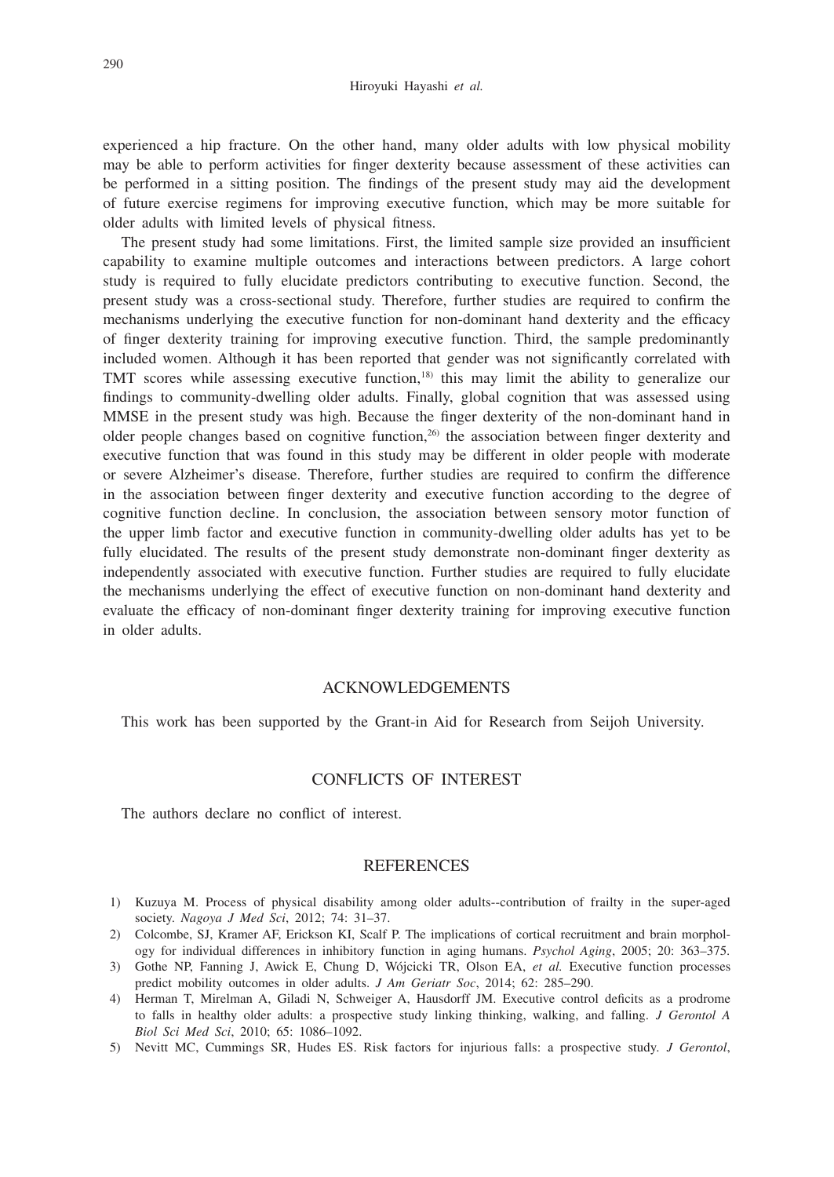experienced a hip fracture. On the other hand, many older adults with low physical mobility may be able to perform activities for finger dexterity because assessment of these activities can be performed in a sitting position. The findings of the present study may aid the development of future exercise regimens for improving executive function, which may be more suitable for older adults with limited levels of physical fitness.

The present study had some limitations. First, the limited sample size provided an insufficient capability to examine multiple outcomes and interactions between predictors. A large cohort study is required to fully elucidate predictors contributing to executive function. Second, the present study was a cross-sectional study. Therefore, further studies are required to confirm the mechanisms underlying the executive function for non-dominant hand dexterity and the efficacy of finger dexterity training for improving executive function. Third, the sample predominantly included women. Although it has been reported that gender was not significantly correlated with TMT scores while assessing executive function,[18] this may limit the ability to generalize our findings to community-dwelling older adults. Finally, global cognition that was assessed using MMSE in the present study was high. Because the finger dexterity of the non-dominant hand in older people changes based on cognitive function,[26] the association between finger dexterity and executive function that was found in this study may be different in older people with moderate or severe Alzheimer's disease. Therefore, further studies are required to confirm the difference in the association between finger dexterity and executive function according to the degree of cognitive function decline. In conclusion, the association between sensory motor function of the upper limb factor and executive function in community-dwelling older adults has yet to be fully elucidated. The results of the present study demonstrate non-dominant finger dexterity as independently associated with executive function. Further studies are required to fully elucidate the mechanisms underlying the effect of executive function on non-dominant hand dexterity and evaluate the efficacy of non-dominant finger dexterity training for improving executive function in older adults.

## ACKNOWLEDGEMENTS

This work has been supported by the Grant-in Aid for Research from Seijoh University.

## CONFLICTS OF INTEREST

The authors declare no conflict of interest.

## REFERENCES

1) Kuzuya M. Process of physical disability among older adults--contribution of frailty in the super-aged society. *Nagoya J Med Sci*, 2012; 74: 31–37.
2) Colcombe, SJ, Kramer AF, Erickson KI, Scalf P. The implications of cortical recruitment and brain morphology for individual differences in inhibitory function in aging humans. *Psychol Aging*, 2005; 20: 363–375.
3) Gothe NP, Fanning J, Awick E, Chung D, Wójcicki TR, Olson EA, *et al.* Executive function processes predict mobility outcomes in older adults. *J Am Geriatr Soc*, 2014; 62: 285–290.
4) Herman T, Mirelman A, Giladi N, Schweiger A, Hausdorff JM. Executive control deficits as a prodrome to falls in healthy older adults: a prospective study linking thinking, walking, and falling. *J Gerontol A Biol Sci Med Sci*, 2010; 65: 1086–1092.
5) Nevitt MC, Cummings SR, Hudes ES. Risk factors for injurious falls: a prospective study. *J Gerontol*,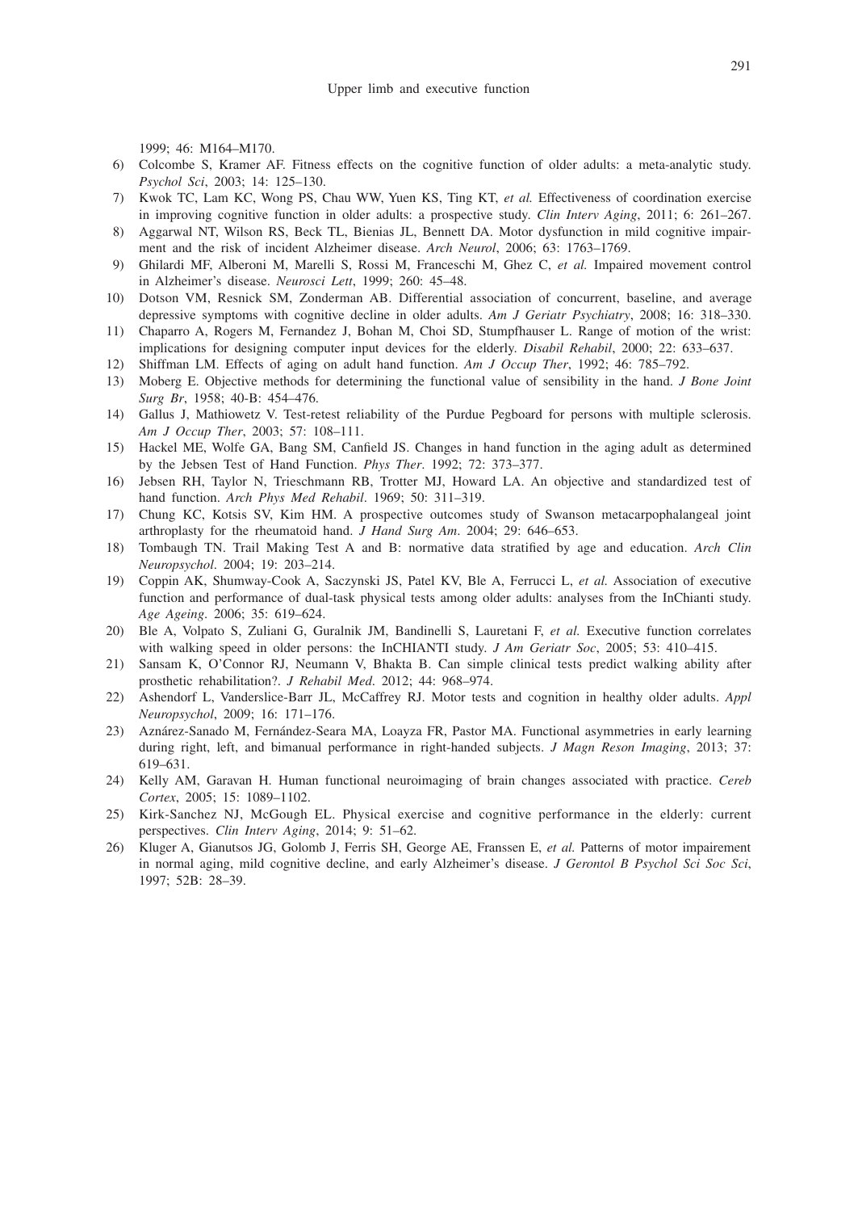1999; 46: M164–M170.

6) Colcombe S, Kramer AF. Fitness effects on the cognitive function of older adults: a meta-analytic study. *Psychol Sci*, 2003; 14: 125–130.
7) Kwok TC, Lam KC, Wong PS, Chau WW, Yuen KS, Ting KT, *et al.* Effectiveness of coordination exercise in improving cognitive function in older adults: a prospective study. *Clin Interv Aging*, 2011; 6: 261–267.
8) Aggarwal NT, Wilson RS, Beck TL, Bienias JL, Bennett DA. Motor dysfunction in mild cognitive impairment and the risk of incident Alzheimer disease. *Arch Neurol*, 2006; 63: 1763–1769.
9) Ghilardi MF, Alberoni M, Marelli S, Rossi M, Franceschi M, Ghez C, *et al.* Impaired movement control in Alzheimer's disease. *Neurosci Lett*, 1999; 260: 45–48.
10) Dotson VM, Resnick SM, Zonderman AB. Differential association of concurrent, baseline, and average depressive symptoms with cognitive decline in older adults. *Am J Geriatr Psychiatry*, 2008; 16: 318–330.
11) Chaparro A, Rogers M, Fernandez J, Bohan M, Choi SD, Stumpfhauser L. Range of motion of the wrist: implications for designing computer input devices for the elderly. *Disabil Rehabil*, 2000; 22: 633–637.
12) Shiffman LM. Effects of aging on adult hand function. *Am J Occup Ther*, 1992; 46: 785–792.
13) Moberg E. Objective methods for determining the functional value of sensibility in the hand. *J Bone Joint Surg Br*, 1958; 40-B: 454–476.
14) Gallus J, Mathiowetz V. Test-retest reliability of the Purdue Pegboard for persons with multiple sclerosis. *Am J Occup Ther*, 2003; 57: 108–111.
15) Hackel ME, Wolfe GA, Bang SM, Canfield JS. Changes in hand function in the aging adult as determined by the Jebsen Test of Hand Function. *Phys Ther*. 1992; 72: 373–377.
16) Jebsen RH, Taylor N, Trieschmann RB, Trotter MJ, Howard LA. An objective and standardized test of hand function. *Arch Phys Med Rehabil*. 1969; 50: 311–319.
17) Chung KC, Kotsis SV, Kim HM. A prospective outcomes study of Swanson metacarpophalangeal joint arthroplasty for the rheumatoid hand. *J Hand Surg Am*. 2004; 29: 646–653.
18) Tombaugh TN. Trail Making Test A and B: normative data stratified by age and education. *Arch Clin Neuropsychol*. 2004; 19: 203–214.
19) Coppin AK, Shumway-Cook A, Saczynski JS, Patel KV, Ble A, Ferrucci L, *et al.* Association of executive function and performance of dual-task physical tests among older adults: analyses from the InChianti study. *Age Ageing*. 2006; 35: 619–624.
20) Ble A, Volpato S, Zuliani G, Guralnik JM, Bandinelli S, Lauretani F, *et al.* Executive function correlates with walking speed in older persons: the InCHIANTI study. *J Am Geriatr Soc*, 2005; 53: 410–415.
21) Sansam K, O'Connor RJ, Neumann V, Bhakta B. Can simple clinical tests predict walking ability after prosthetic rehabilitation?. *J Rehabil Med*. 2012; 44: 968–974.
22) Ashendorf L, Vanderslice-Barr JL, McCaffrey RJ. Motor tests and cognition in healthy older adults. *Appl Neuropsychol*, 2009; 16: 171–176.
23) Aznárez-Sanado M, Fernández-Seara MA, Loayza FR, Pastor MA. Functional asymmetries in early learning during right, left, and bimanual performance in right-handed subjects. *J Magn Reson Imaging*, 2013; 37: 619–631.
24) Kelly AM, Garavan H. Human functional neuroimaging of brain changes associated with practice. *Cereb Cortex*, 2005; 15: 1089–1102.
25) Kirk-Sanchez NJ, McGough EL. Physical exercise and cognitive performance in the elderly: current perspectives. *Clin Interv Aging*, 2014; 9: 51–62.
26) Kluger A, Gianutsos JG, Golomb J, Ferris SH, George AE, Franssen E, *et al.* Patterns of motor impairement in normal aging, mild cognitive decline, and early Alzheimer's disease. *J Gerontol B Psychol Sci Soc Sci*, 1997; 52B: 28–39.